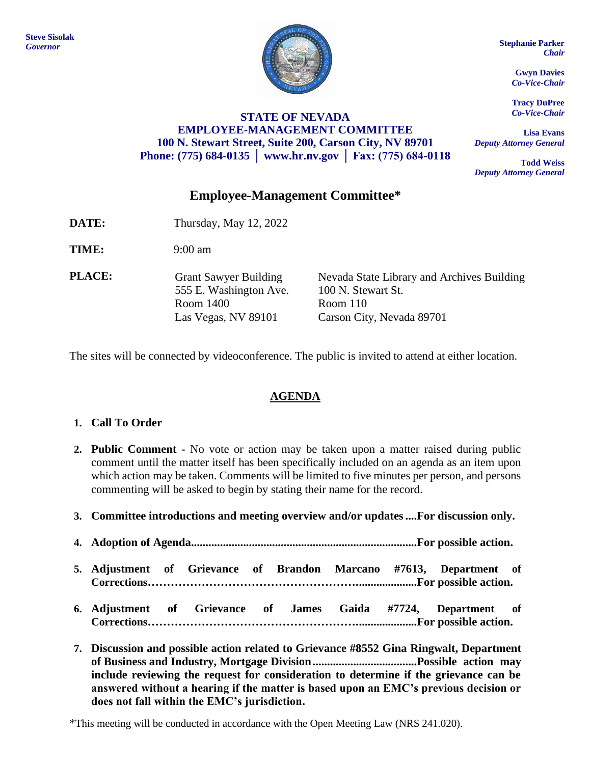**Steve Sisolak**
*Governor*

**Stephanie Parker**
*Chair*

**Gwyn Davies**
*Co-Vice-Chair*

**Tracy DuPree**
*Co-Vice-Chair*

**Lisa Evans**
*Deputy Attorney General*

**Todd Weiss**
*Deputy Attorney General*

**STATE OF NEVADA**
**EMPLOYEE-MANAGEMENT COMMITTEE**
**100 N. Stewart Street, Suite 200, Carson City, NV 89701**
**Phone: (775) 684-0135 │ www.hr.nv.gov │ Fax: (775) 684-0118**

## Employee-Management Committee*

| | | |
|---|---|---|
| **DATE:** | Thursday, May 12, 2022 | |
| **TIME:** | 9:00 am | |
| **PLACE:** | Grant Sawyer Building<br>555 E. Washington Ave.<br>Room 1400<br>Las Vegas, NV 89101 | Nevada State Library and Archives Building<br>100 N. Stewart St.<br>Room 110<br>Carson City, Nevada 89701 |

The sites will be connected by videoconference. The public is invited to attend at either location.

## AGENDA

1. **Call To Order**

2. **Public Comment -** No vote or action may be taken upon a matter raised during public comment until the matter itself has been specifically included on an agenda as an item upon which action may be taken. Comments will be limited to five minutes per person, and persons commenting will be asked to begin by stating their name for the record.

3. **Committee introductions and meeting overview and/or updates ....For discussion only.**

4. **Adoption of Agenda.............................................................................For possible action.**

5. **Adjustment of Grievance of Brandon Marcano #7613, Department of Corrections………………………………………………....................For possible action.**

6. **Adjustment of Grievance of James Gaida #7724, Department of Corrections………………………………………………....................For possible action.**

7. **Discussion and possible action related to Grievance #8552 Gina Ringwalt, Department of Business and Industry, Mortgage Division...................................Possible action may include reviewing the request for consideration to determine if the grievance can be answered without a hearing if the matter is based upon an EMC's previous decision or does not fall within the EMC's jurisdiction.**

*This meeting will be conducted in accordance with the Open Meeting Law (NRS 241.020).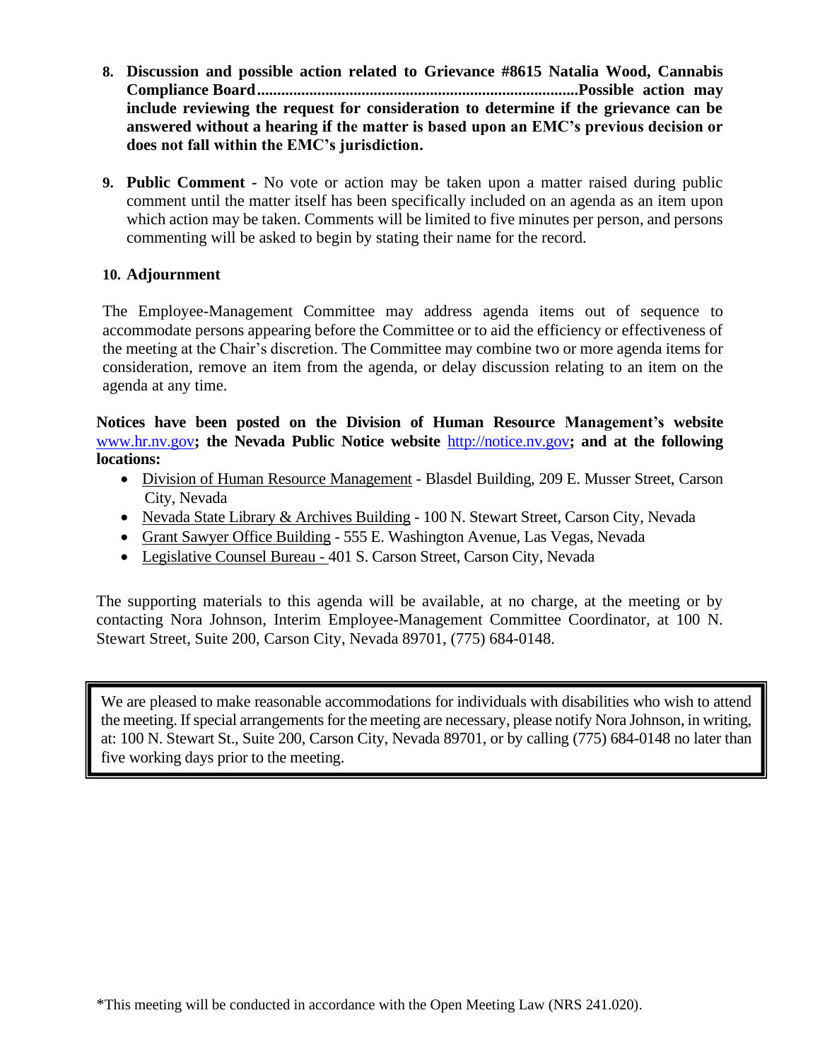8. **Discussion and possible action related to Grievance #8615 Natalia Wood, Cannabis Compliance Board...............................................................................Possible action may include reviewing the request for consideration to determine if the grievance can be answered without a hearing if the matter is based upon an EMC's previous decision or does not fall within the EMC's jurisdiction.**

9. **Public Comment -** No vote or action may be taken upon a matter raised during public comment until the matter itself has been specifically included on an agenda as an item upon which action may be taken. Comments will be limited to five minutes per person, and persons commenting will be asked to begin by stating their name for the record.

10. **Adjournment**

The Employee-Management Committee may address agenda items out of sequence to accommodate persons appearing before the Committee or to aid the efficiency or effectiveness of the meeting at the Chair's discretion. The Committee may combine two or more agenda items for consideration, remove an item from the agenda, or delay discussion relating to an item on the agenda at any time.

**Notices have been posted on the Division of Human Resource Management's website** www.hr.nv.gov**; the Nevada Public Notice website** http://notice.nv.gov**; and at the following locations:**

- Division of Human Resource Management - Blasdel Building, 209 E. Musser Street, Carson City, Nevada
- Nevada State Library & Archives Building - 100 N. Stewart Street, Carson City, Nevada
- Grant Sawyer Office Building - 555 E. Washington Avenue, Las Vegas, Nevada
- Legislative Counsel Bureau - 401 S. Carson Street, Carson City, Nevada

The supporting materials to this agenda will be available, at no charge, at the meeting or by contacting Nora Johnson, Interim Employee-Management Committee Coordinator, at 100 N. Stewart Street, Suite 200, Carson City, Nevada 89701, (775) 684-0148.

We are pleased to make reasonable accommodations for individuals with disabilities who wish to attend the meeting. If special arrangements for the meeting are necessary, please notify Nora Johnson, in writing, at: 100 N. Stewart St., Suite 200, Carson City, Nevada 89701, or by calling (775) 684-0148 no later than five working days prior to the meeting.

*This meeting will be conducted in accordance with the Open Meeting Law (NRS 241.020).